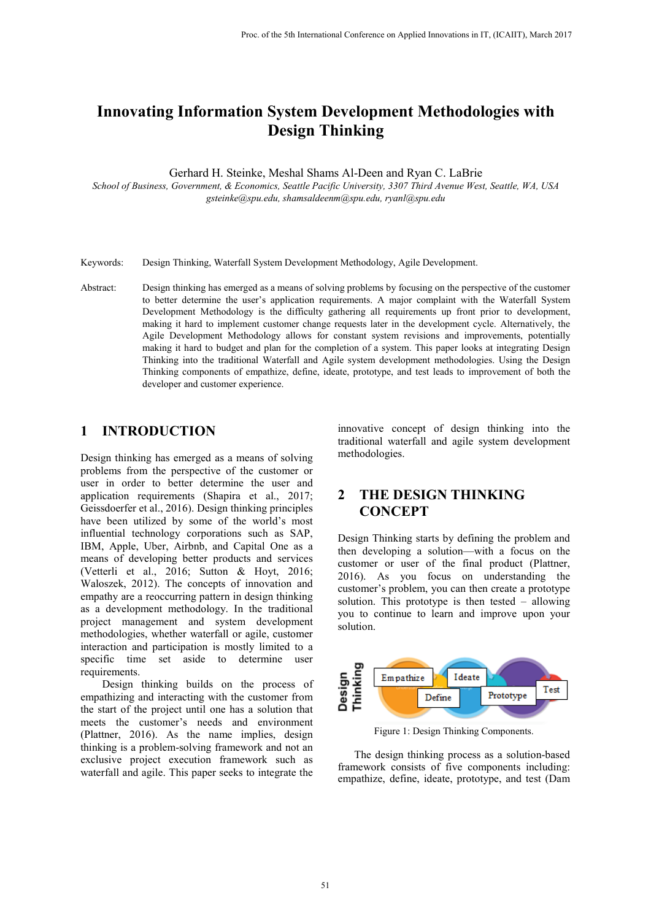# Innovating Information System Development Methodologies with Design Thinking

Gerhard H. Steinke, Meshal Shams Al-Deen and Ryan C. LaBrie

*School of Business, Government, & Economics, Seattle Pacific University, 3307 Third Avenue West, Seattle, WA, USA*
*gsteinke@spu.edu, shamsaldeenm@spu.edu, ryanl@spu.edu*

Keywords: Design Thinking, Waterfall System Development Methodology, Agile Development.

Abstract: Design thinking has emerged as a means of solving problems by focusing on the perspective of the customer to better determine the user's application requirements. A major complaint with the Waterfall System Development Methodology is the difficulty gathering all requirements up front prior to development, making it hard to implement customer change requests later in the development cycle. Alternatively, the Agile Development Methodology allows for constant system revisions and improvements, potentially making it hard to budget and plan for the completion of a system. This paper looks at integrating Design Thinking into the traditional Waterfall and Agile system development methodologies. Using the Design Thinking components of empathize, define, ideate, prototype, and test leads to improvement of both the developer and customer experience.

## 1 INTRODUCTION

Design thinking has emerged as a means of solving problems from the perspective of the customer or user in order to better determine the user and application requirements (Shapira et al., 2017; Geissdoerfer et al., 2016). Design thinking principles have been utilized by some of the world's most influential technology corporations such as SAP, IBM, Apple, Uber, Airbnb, and Capital One as a means of developing better products and services (Vetterli et al., 2016; Sutton & Hoyt, 2016; Waloszek, 2012). The concepts of innovation and empathy are a reoccurring pattern in design thinking as a development methodology. In the traditional project management and system development methodologies, whether waterfall or agile, customer interaction and participation is mostly limited to a specific time set aside to determine user requirements.

Design thinking builds on the process of empathizing and interacting with the customer from the start of the project until one has a solution that meets the customer's needs and environment (Plattner, 2016). As the name implies, design thinking is a problem-solving framework and not an exclusive project execution framework such as waterfall and agile. This paper seeks to integrate the innovative concept of design thinking into the traditional waterfall and agile system development methodologies.

## 2 THE DESIGN THINKING CONCEPT

Design Thinking starts by defining the problem and then developing a solution—with a focus on the customer or user of the final product (Plattner, 2016). As you focus on understanding the customer's problem, you can then create a prototype solution. This prototype is then tested – allowing you to continue to learn and improve upon your solution.

Figure 1: Design Thinking Components.

The design thinking process as a solution-based framework consists of five components including: empathize, define, ideate, prototype, and test (Dam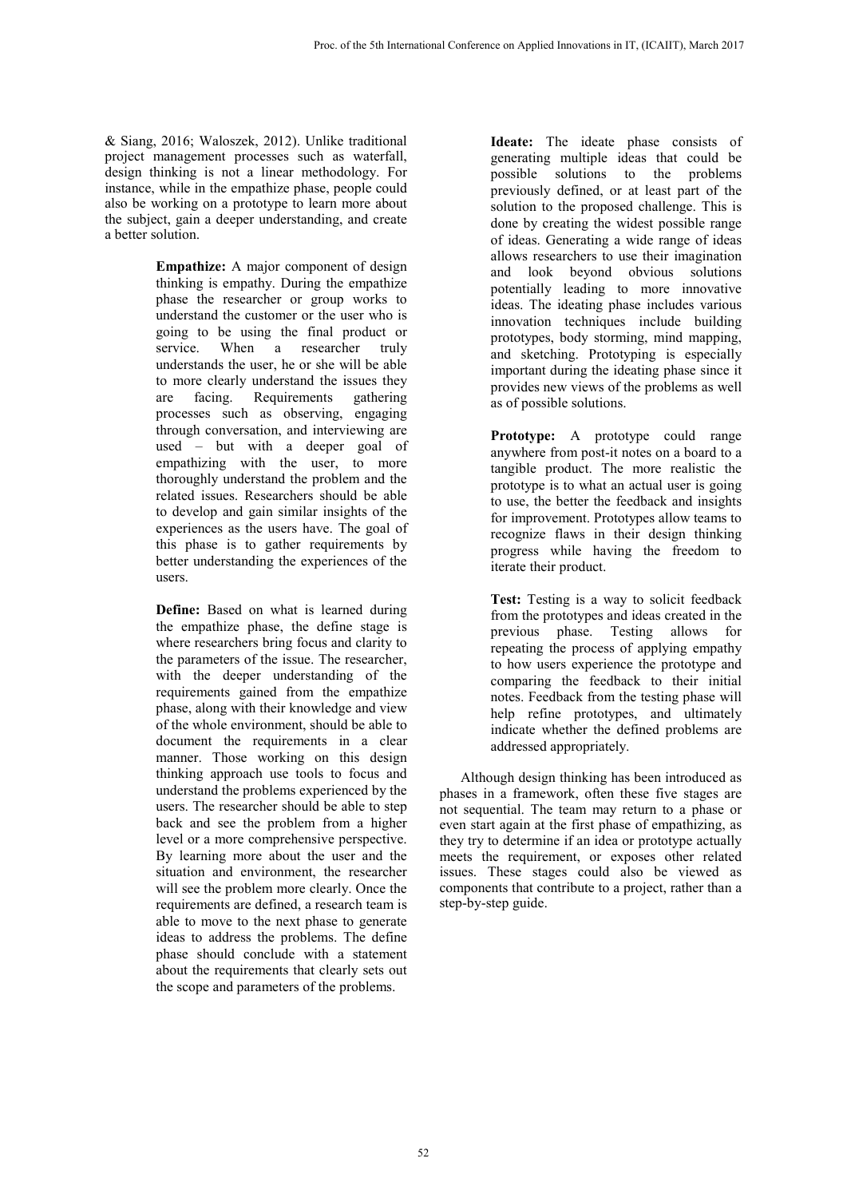& Siang, 2016; Waloszek, 2012). Unlike traditional project management processes such as waterfall, design thinking is not a linear methodology. For instance, while in the empathize phase, people could also be working on a prototype to learn more about the subject, gain a deeper understanding, and create a better solution.

**Empathize:** A major component of design thinking is empathy. During the empathize phase the researcher or group works to understand the customer or the user who is going to be using the final product or service. When a researcher truly understands the user, he or she will be able to more clearly understand the issues they are facing. Requirements gathering processes such as observing, engaging through conversation, and interviewing are used – but with a deeper goal of empathizing with the user, to more thoroughly understand the problem and the related issues. Researchers should be able to develop and gain similar insights of the experiences as the users have. The goal of this phase is to gather requirements by better understanding the experiences of the users.

**Define:** Based on what is learned during the empathize phase, the define stage is where researchers bring focus and clarity to the parameters of the issue. The researcher, with the deeper understanding of the requirements gained from the empathize phase, along with their knowledge and view of the whole environment, should be able to document the requirements in a clear manner. Those working on this design thinking approach use tools to focus and understand the problems experienced by the users. The researcher should be able to step back and see the problem from a higher level or a more comprehensive perspective. By learning more about the user and the situation and environment, the researcher will see the problem more clearly. Once the requirements are defined, a research team is able to move to the next phase to generate ideas to address the problems. The define phase should conclude with a statement about the requirements that clearly sets out the scope and parameters of the problems.

**Ideate:** The ideate phase consists of generating multiple ideas that could be possible solutions to the problems previously defined, or at least part of the solution to the proposed challenge. This is done by creating the widest possible range of ideas. Generating a wide range of ideas allows researchers to use their imagination and look beyond obvious solutions potentially leading to more innovative ideas. The ideating phase includes various innovation techniques include building prototypes, body storming, mind mapping, and sketching. Prototyping is especially important during the ideating phase since it provides new views of the problems as well as of possible solutions.

**Prototype:** A prototype could range anywhere from post-it notes on a board to a tangible product. The more realistic the prototype is to what an actual user is going to use, the better the feedback and insights for improvement. Prototypes allow teams to recognize flaws in their design thinking progress while having the freedom to iterate their product.

**Test:** Testing is a way to solicit feedback from the prototypes and ideas created in the previous phase. Testing allows for repeating the process of applying empathy to how users experience the prototype and comparing the feedback to their initial notes. Feedback from the testing phase will help refine prototypes, and ultimately indicate whether the defined problems are addressed appropriately.

Although design thinking has been introduced as phases in a framework, often these five stages are not sequential. The team may return to a phase or even start again at the first phase of empathizing, as they try to determine if an idea or prototype actually meets the requirement, or exposes other related issues. These stages could also be viewed as components that contribute to a project, rather than a step-by-step guide.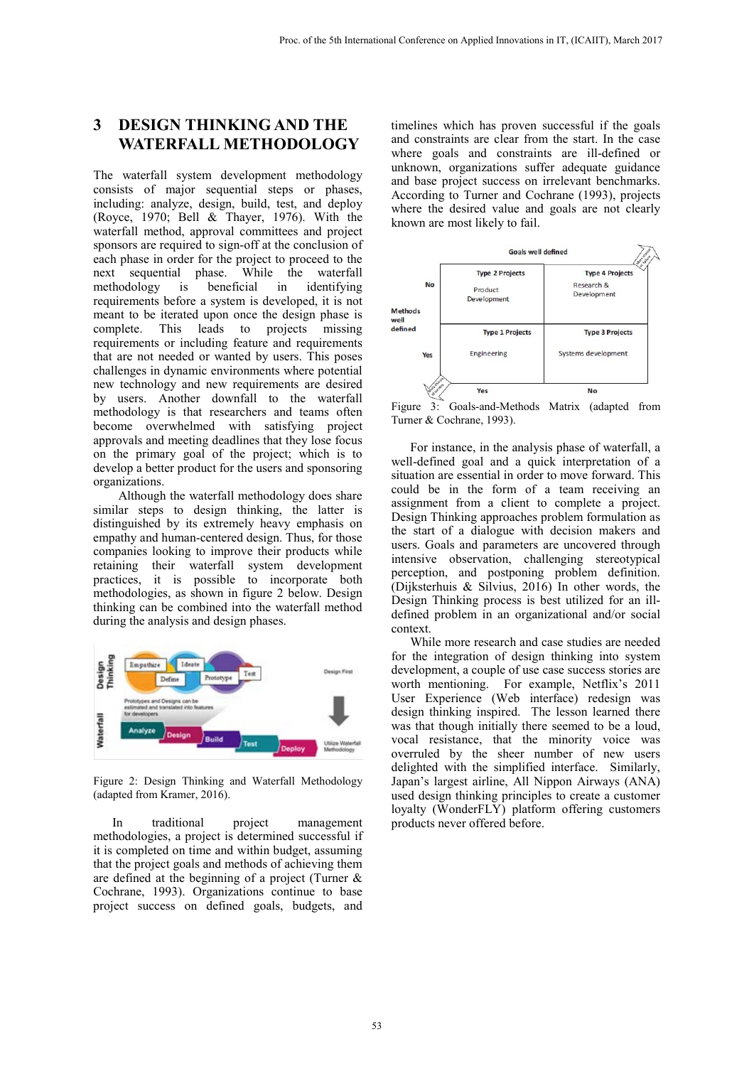## 3 DESIGN THINKING AND THE WATERFALL METHODOLOGY

The waterfall system development methodology consists of major sequential steps or phases, including: analyze, design, build, test, and deploy (Royce, 1970; Bell & Thayer, 1976). With the waterfall method, approval committees and project sponsors are required to sign-off at the conclusion of each phase in order for the project to proceed to the next sequential phase. While the waterfall methodology is beneficial in identifying requirements before a system is developed, it is not meant to be iterated upon once the design phase is complete. This leads to projects missing requirements or including feature and requirements that are not needed or wanted by users. This poses challenges in dynamic environments where potential new technology and new requirements are desired by users. Another downfall to the waterfall methodology is that researchers and teams often become overwhelmed with satisfying project approvals and meeting deadlines that they lose focus on the primary goal of the project; which is to develop a better product for the users and sponsoring organizations.

Although the waterfall methodology does share similar steps to design thinking, the latter is distinguished by its extremely heavy emphasis on empathy and human-centered design. Thus, for those companies looking to improve their products while retaining their waterfall system development practices, it is possible to incorporate both methodologies, as shown in figure 2 below. Design thinking can be combined into the waterfall method during the analysis and design phases.

Figure 2: Design Thinking and Waterfall Methodology (adapted from Kramer, 2016).

In traditional project management methodologies, a project is determined successful if it is completed on time and within budget, assuming that the project goals and methods of achieving them are defined at the beginning of a project (Turner & Cochrane, 1993). Organizations continue to base project success on defined goals, budgets, and timelines which has proven successful if the goals and constraints are clear from the start. In the case where goals and constraints are ill-defined or unknown, organizations suffer adequate guidance and base project success on irrelevant benchmarks. According to Turner and Cochrane (1993), projects where the desired value and goals are not clearly known are most likely to fail.

| Methods well defined | Goals well defined: Yes | Goals well defined: No |
| --- | --- | --- |
| No | Type 2 Projects<br>Product Development | Type 4 Projects<br>Research & Development |
| Yes | Type 1 Projects<br>Engineering | Type 3 Projects<br>Systems development |

Figure 3: Goals-and-Methods Matrix (adapted from Turner & Cochrane, 1993).

For instance, in the analysis phase of waterfall, a well-defined goal and a quick interpretation of a situation are essential in order to move forward. This could be in the form of a team receiving an assignment from a client to complete a project. Design Thinking approaches problem formulation as the start of a dialogue with decision makers and users. Goals and parameters are uncovered through intensive observation, challenging stereotypical perception, and postponing problem definition. (Dijksterhuis & Silvius, 2016) In other words, the Design Thinking process is best utilized for an ill-defined problem in an organizational and/or social context.

While more research and case studies are needed for the integration of design thinking into system development, a couple of use case success stories are worth mentioning. For example, Netflix's 2011 User Experience (Web interface) redesign was design thinking inspired. The lesson learned there was that though initially there seemed to be a loud, vocal resistance, that the minority voice was overruled by the sheer number of new users delighted with the simplified interface. Similarly, Japan's largest airline, All Nippon Airways (ANA) used design thinking principles to create a customer loyalty (WonderFLY) platform offering customers products never offered before.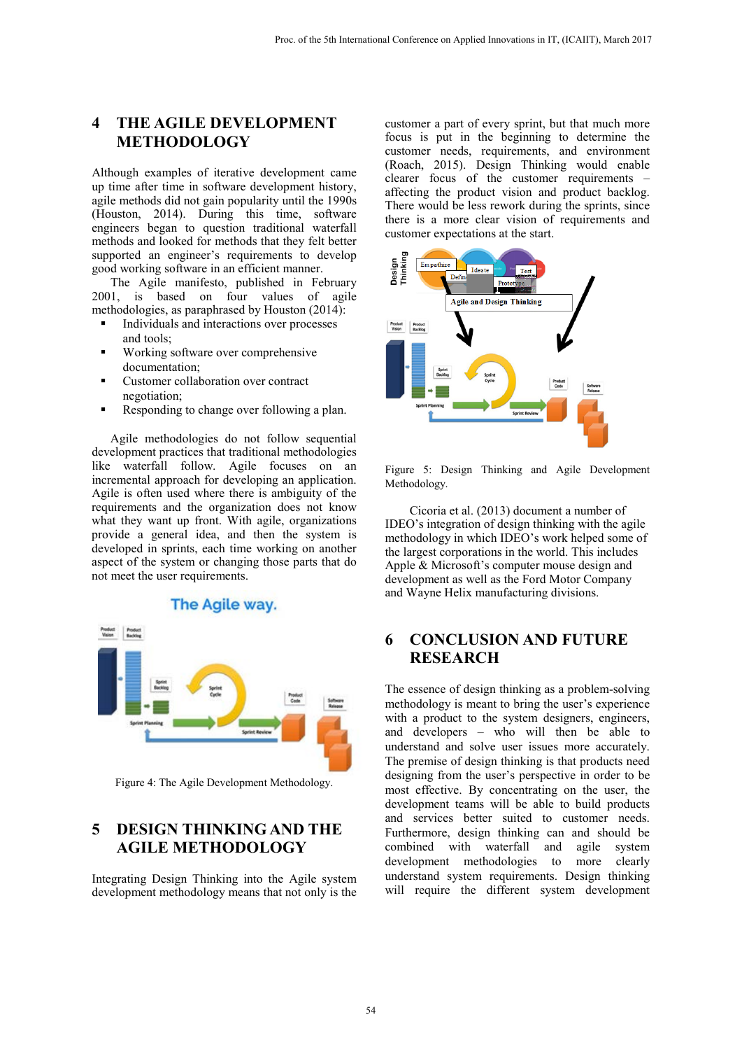## 4 THE AGILE DEVELOPMENT METHODOLOGY

Although examples of iterative development came up time after time in software development history, agile methods did not gain popularity until the 1990s (Houston, 2014). During this time, software engineers began to question traditional waterfall methods and looked for methods that they felt better supported an engineer's requirements to develop good working software in an efficient manner.

The Agile manifesto, published in February 2001, is based on four values of agile methodologies, as paraphrased by Houston (2014):

- Individuals and interactions over processes and tools;
- Working software over comprehensive documentation;
- Customer collaboration over contract negotiation;
- Responding to change over following a plan.

Agile methodologies do not follow sequential development practices that traditional methodologies like waterfall follow. Agile focuses on an incremental approach for developing an application. Agile is often used where there is ambiguity of the requirements and the organization does not know what they want up front. With agile, organizations provide a general idea, and then the system is developed in sprints, each time working on another aspect of the system or changing those parts that do not meet the user requirements.

Figure 4: The Agile Development Methodology.

## 5 DESIGN THINKING AND THE AGILE METHODOLOGY

Integrating Design Thinking into the Agile system development methodology means that not only is the customer a part of every sprint, but that much more focus is put in the beginning to determine the customer needs, requirements, and environment (Roach, 2015). Design Thinking would enable clearer focus of the customer requirements – affecting the product vision and product backlog. There would be less rework during the sprints, since there is a more clear vision of requirements and customer expectations at the start.

Figure 5: Design Thinking and Agile Development Methodology.

Cicoria et al. (2013) document a number of IDEO's integration of design thinking with the agile methodology in which IDEO's work helped some of the largest corporations in the world. This includes Apple & Microsoft's computer mouse design and development as well as the Ford Motor Company and Wayne Helix manufacturing divisions.

## 6 CONCLUSION AND FUTURE RESEARCH

The essence of design thinking as a problem-solving methodology is meant to bring the user's experience with a product to the system designers, engineers, and developers – who will then be able to understand and solve user issues more accurately. The premise of design thinking is that products need designing from the user's perspective in order to be most effective. By concentrating on the user, the development teams will be able to build products and services better suited to customer needs. Furthermore, design thinking can and should be combined with waterfall and agile system development methodologies to more clearly understand system requirements. Design thinking will require the different system development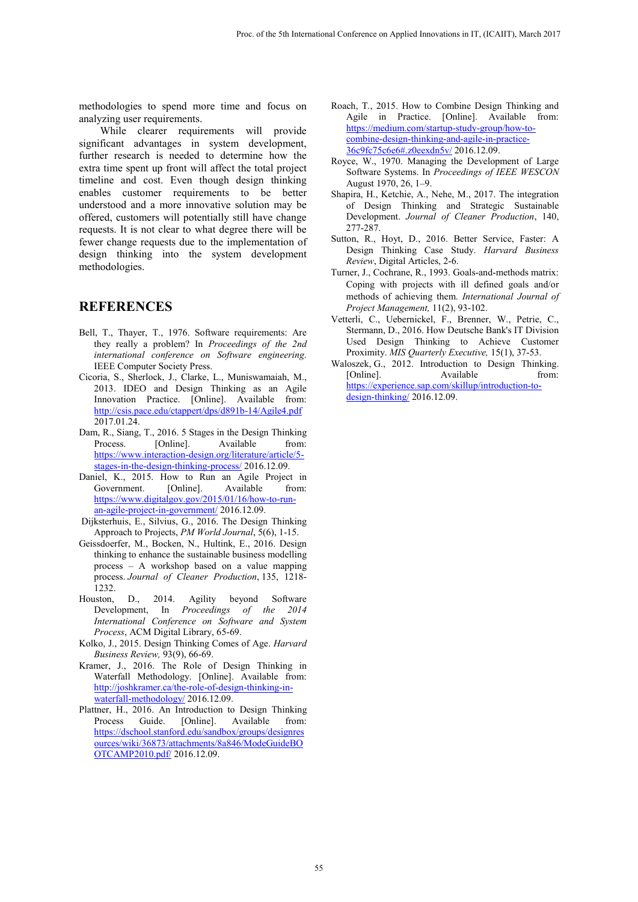methodologies to spend more time and focus on analyzing user requirements.

While clearer requirements will provide significant advantages in system development, further research is needed to determine how the extra time spent up front will affect the total project timeline and cost. Even though design thinking enables customer requirements to be better understood and a more innovative solution may be offered, customers will potentially still have change requests. It is not clear to what degree there will be fewer change requests due to the implementation of design thinking into the system development methodologies.

## REFERENCES

Bell, T., Thayer, T., 1976. Software requirements: Are they really a problem? In *Proceedings of the 2nd international conference on Software engineering*. IEEE Computer Society Press.

Cicoria, S., Sherlock, J., Clarke, L., Muniswamaiah, M., 2013. IDEO and Design Thinking as an Agile Innovation Practice. [Online]. Available from: http://csis.pace.edu/ctappert/dps/d891b-14/Agile4.pdf 2017.01.24.

Dam, R., Siang, T., 2016. 5 Stages in the Design Thinking Process. [Online]. Available from: https://www.interaction-design.org/literature/article/5-stages-in-the-design-thinking-process/ 2016.12.09.

Daniel, K., 2015. How to Run an Agile Project in Government. [Online]. Available from: https://www.digitalgov.gov/2015/01/16/how-to-run-an-agile-project-in-government/ 2016.12.09.

Dijksterhuis, E., Silvius, G., 2016. The Design Thinking Approach to Projects, *PM World Journal*, 5(6), 1-15.

Geissdoerfer, M., Bocken, N., Hultink, E., 2016. Design thinking to enhance the sustainable business modelling process – A workshop based on a value mapping process. *Journal of Cleaner Production*, 135, 1218-1232.

Houston, D., 2014. Agility beyond Software Development, In *Proceedings of the 2014 International Conference on Software and System Process*, ACM Digital Library, 65-69.

Kolko, J., 2015. Design Thinking Comes of Age. *Harvard Business Review,* 93(9), 66-69.

Kramer, J., 2016. The Role of Design Thinking in Waterfall Methodology. [Online]. Available from: http://joshkramer.ca/the-role-of-design-thinking-in-waterfall-methodology/ 2016.12.09.

Plattner, H., 2016. An Introduction to Design Thinking Process Guide. [Online]. Available from: https://dschool.stanford.edu/sandbox/groups/designresources/wiki/36873/attachments/8a846/ModeGuideBOOTCAMP2010.pdf/ 2016.12.09.

Roach, T., 2015. How to Combine Design Thinking and Agile in Practice. [Online]. Available from: https://medium.com/startup-study-group/how-to-combine-design-thinking-and-agile-in-practice-36c9fc75c6e6#.z0eexdn5v/ 2016.12.09.

Royce, W., 1970. Managing the Development of Large Software Systems. In *Proceedings of IEEE WESCON* August 1970, 26, 1–9.

Shapira, H., Ketchie, A., Nehe, M., 2017. The integration of Design Thinking and Strategic Sustainable Development. *Journal of Cleaner Production*, 140, 277-287.

Sutton, R., Hoyt, D., 2016. Better Service, Faster: A Design Thinking Case Study. *Harvard Business Review*, Digital Articles, 2-6.

Turner, J., Cochrane, R., 1993. Goals-and-methods matrix: Coping with projects with ill defined goals and/or methods of achieving them. *International Journal of Project Management,* 11(2), 93-102.

Vetterli, C., Uebernickel, F., Brenner, W., Petrie, C., Stermann, D., 2016. How Deutsche Bank's IT Division Used Design Thinking to Achieve Customer Proximity. *MIS Quarterly Executive,* 15(1), 37-53.

Waloszek, G., 2012. Introduction to Design Thinking. [Online]. Available from: https://experience.sap.com/skillup/introduction-to-design-thinking/ 2016.12.09.